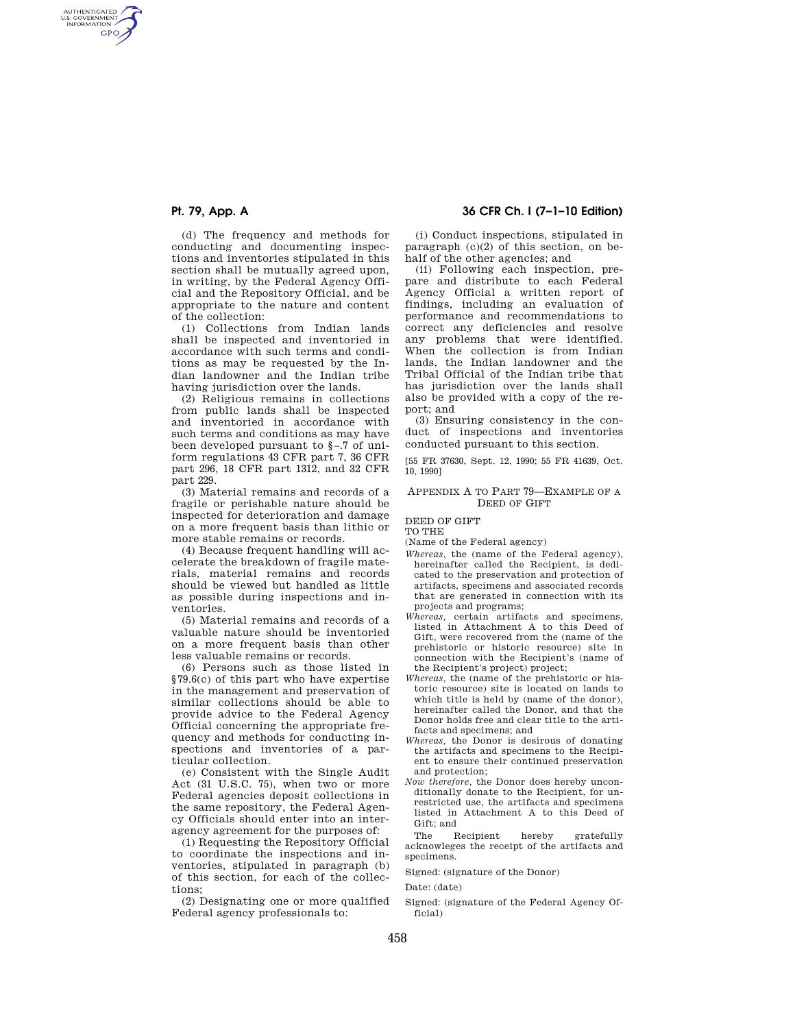(d) The frequency and methods for conducting and documenting inspections and inventories stipulated in this section shall be mutually agreed upon, in writing, by the Federal Agency Official and the Repository Official, and be appropriate to the nature and content of the collection:

(1) Collections from Indian lands shall be inspected and inventoried in accordance with such terms and conditions as may be requested by the Indian landowner and the Indian tribe having jurisdiction over the lands.

(2) Religious remains in collections from public lands shall be inspected and inventoried in accordance with such terms and conditions as may have been developed pursuant to §–.7 of uniform regulations 43 CFR part 7, 36 CFR part 296, 18 CFR part 1312, and 32 CFR part 229.

(3) Material remains and records of a fragile or perishable nature should be inspected for deterioration and damage on a more frequent basis than lithic or more stable remains or records.

(4) Because frequent handling will accelerate the breakdown of fragile materials, material remains and records should be viewed but handled as little as possible during inspections and inventories.

(5) Material remains and records of a valuable nature should be inventoried on a more frequent basis than other less valuable remains or records.

(6) Persons such as those listed in §79.6(c) of this part who have expertise in the management and preservation of similar collections should be able to provide advice to the Federal Agency Official concerning the appropriate frequency and methods for conducting inspections and inventories of a particular collection.

(e) Consistent with the Single Audit Act (31 U.S.C. 75), when two or more Federal agencies deposit collections in the same repository, the Federal Agency Officials should enter into an interagency agreement for the purposes of:

(1) Requesting the Repository Official to coordinate the inspections and inventories, stipulated in paragraph (b) of this section, for each of the collections;

(2) Designating one or more qualified Federal agency professionals to:

(i) Conduct inspections, stipulated in paragraph (c)(2) of this section, on behalf of the other agencies; and

(ii) Following each inspection, prepare and distribute to each Federal Agency Official a written report of findings, including an evaluation of performance and recommendations to correct any deficiencies and resolve any problems that were identified. When the collection is from Indian lands, the Indian landowner and the Tribal Official of the Indian tribe that has jurisdiction over the lands shall also be provided with a copy of the report; and

(3) Ensuring consistency in the conduct of inspections and inventories conducted pursuant to this section.

[55 FR 37630, Sept. 12, 1990; 55 FR 41639, Oct. 10, 1990]

## Appendix A to Part 79—Example of a Deed of Gift

DEED OF GIFT
TO THE
(Name of the Federal agency)

*Whereas*, the (name of the Federal agency), hereinafter called the Recipient, is dedicated to the preservation and protection of artifacts, specimens and associated records that are generated in connection with its projects and programs;

*Whereas*, certain artifacts and specimens, listed in Attachment A to this Deed of Gift, were recovered from the (name of the prehistoric or historic resource) site in connection with the Recipient's (name of the Recipient's project) project;

*Whereas*, the (name of the prehistoric or historic resource) site is located on lands to which title is held by (name of the donor), hereinafter called the Donor, and that the Donor holds free and clear title to the artifacts and specimens; and

*Whereas*, the Donor is desirous of donating the artifacts and specimens to the Recipient to ensure their continued preservation and protection;

*Now therefore*, the Donor does hereby unconditionally donate to the Recipient, for unrestricted use, the artifacts and specimens listed in Attachment A to this Deed of Gift; and

The Recipient hereby gratefully acknowledges the receipt of the artifacts and specimens.

Signed: (signature of the Donor)

Date: (date)

Signed: (signature of the Federal Agency Official)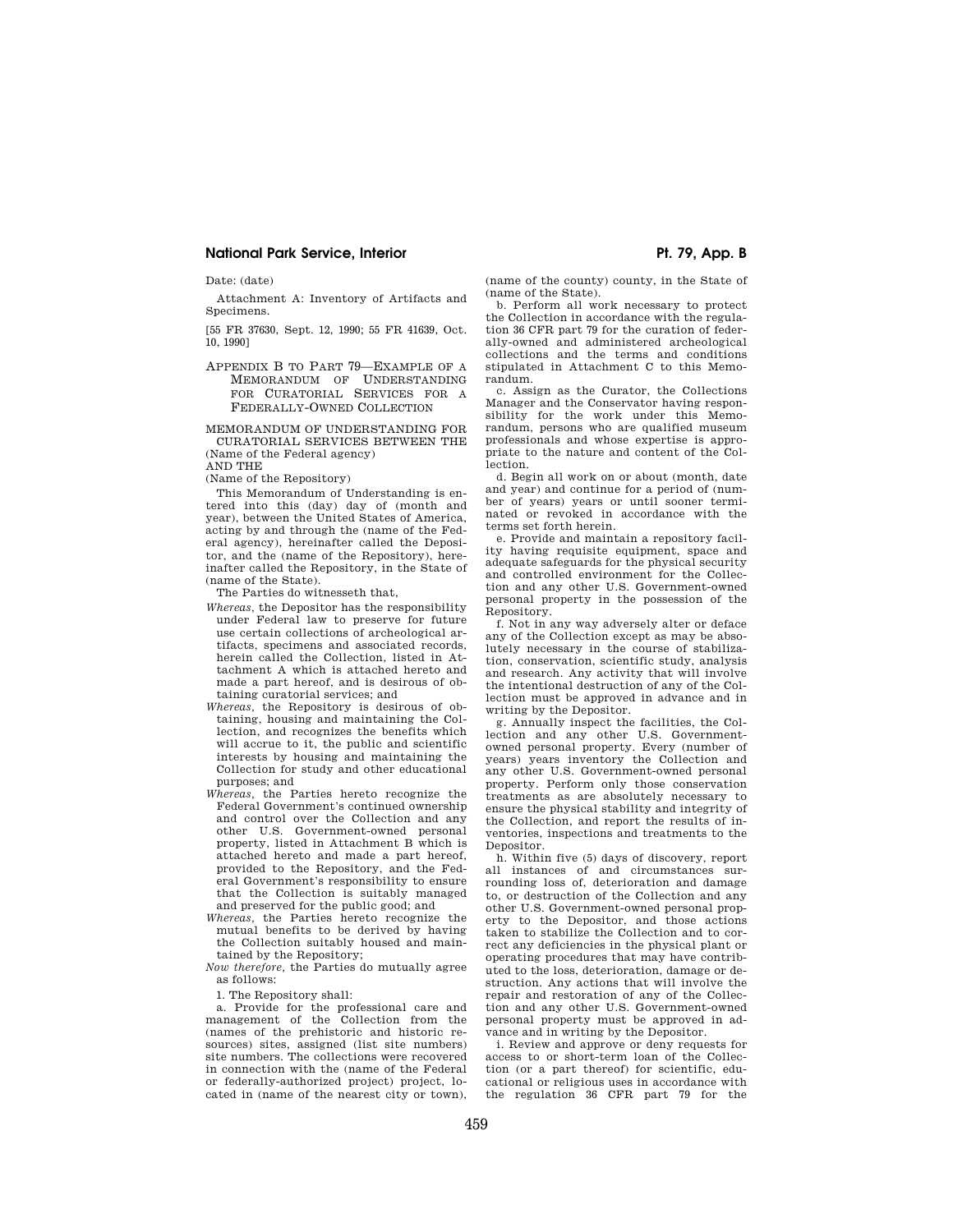Date: (date)

Attachment A: Inventory of Artifacts and Specimens.

[55 FR 37630, Sept. 12, 1990; 55 FR 41639, Oct. 10, 1990]

## APPENDIX B TO PART 79—EXAMPLE OF A MEMORANDUM OF UNDERSTANDING FOR CURATORIAL SERVICES FOR A FEDERALLY-OWNED COLLECTION

MEMORANDUM OF UNDERSTANDING FOR CURATORIAL SERVICES BETWEEN THE (Name of the Federal agency)
AND THE
(Name of the Repository)

This Memorandum of Understanding is entered into this (day) day of (month and year), between the United States of America, acting by and through the (name of the Federal agency), hereinafter called the Depositor, and the (name of the Repository), hereinafter called the Repository, in the State of (name of the State).

The Parties do witnesseth that,

*Whereas,* the Depositor has the responsibility under Federal law to preserve for future use certain collections of archeological artifacts, specimens and associated records, herein called the Collection, listed in Attachment A which is attached hereto and made a part hereof, and is desirous of obtaining curatorial services; and

*Whereas,* the Repository is desirous of obtaining, housing and maintaining the Collection, and recognizes the benefits which will accrue to it, the public and scientific interests by housing and maintaining the Collection for study and other educational purposes; and

*Whereas,* the Parties hereto recognize the Federal Government's continued ownership and control over the Collection and any other U.S. Government-owned personal property, listed in Attachment B which is attached hereto and made a part hereof, provided to the Repository, and the Federal Government's responsibility to ensure that the Collection is suitably managed and preserved for the public good; and

*Whereas,* the Parties hereto recognize the mutual benefits to be derived by having the Collection suitably housed and maintained by the Repository;

*Now therefore,* the Parties do mutually agree as follows:

1. The Repository shall:

a. Provide for the professional care and management of the Collection from the (names of the prehistoric and historic resources) sites, assigned (list site numbers) site numbers. The collections were recovered in connection with the (name of the Federal or federally-authorized project) project, located in (name of the nearest city or town), (name of the county) county, in the State of (name of the State).

b. Perform all work necessary to protect the Collection in accordance with the regulation 36 CFR part 79 for the curation of federally-owned and administered archeological collections and the terms and conditions stipulated in Attachment C to this Memorandum.

c. Assign as the Curator, the Collections Manager and the Conservator having responsibility for the work under this Memorandum, persons who are qualified museum professionals and whose expertise is appropriate to the nature and content of the Collection.

d. Begin all work on or about (month, date and year) and continue for a period of (number of years) years or until sooner terminated or revoked in accordance with the terms set forth herein.

e. Provide and maintain a repository facility having requisite equipment, space and adequate safeguards for the physical security and controlled environment for the Collection and any other U.S. Government-owned personal property in the possession of the Repository.

f. Not in any way adversely alter or deface any of the Collection except as may be absolutely necessary in the course of stabilization, conservation, scientific study, analysis and research. Any activity that will involve the intentional destruction of any of the Collection must be approved in advance and in writing by the Depositor.

g. Annually inspect the facilities, the Collection and any other U.S. Government-owned personal property. Every (number of years) years inventory the Collection and any other U.S. Government-owned personal property. Perform only those conservation treatments as are absolutely necessary to ensure the physical stability and integrity of the Collection, and report the results of inventories, inspections and treatments to the Depositor.

h. Within five (5) days of discovery, report all instances of and circumstances surrounding loss of, deterioration and damage to, or destruction of the Collection and any other U.S. Government-owned personal property to the Depositor, and those actions taken to stabilize the Collection and to correct any deficiencies in the physical plant or operating procedures that may have contributed to the loss, deterioration, damage or destruction. Any actions that will involve the repair and restoration of any of the Collection and any other U.S. Government-owned personal property must be approved in advance and in writing by the Depositor.

i. Review and approve or deny requests for access to or short-term loan of the Collection (or a part thereof) for scientific, educational or religious uses in accordance with the regulation 36 CFR part 79 for the